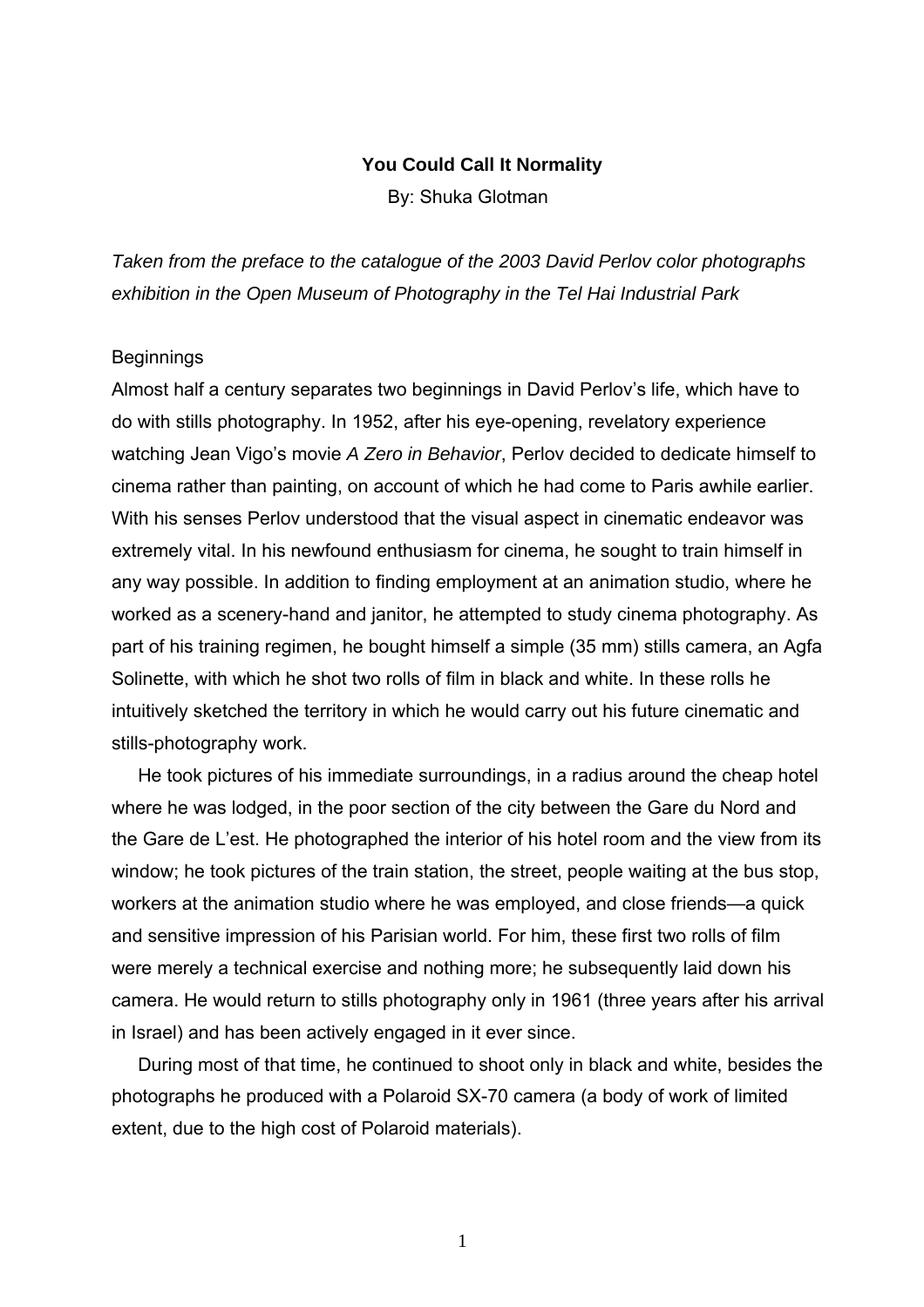# You Could Call It Normality

By: Shuka Glotman

*Taken from the preface to the catalogue of the 2003 David Perlov color photographs exhibition in the Open Museum of Photography in the Tel Hai Industrial Park*

## Beginnings

Almost half a century separates two beginnings in David Perlov's life, which have to do with stills photography. In 1952, after his eye-opening, revelatory experience watching Jean Vigo's movie *A Zero in Behavior*, Perlov decided to dedicate himself to cinema rather than painting, on account of which he had come to Paris awhile earlier. With his senses Perlov understood that the visual aspect in cinematic endeavor was extremely vital. In his newfound enthusiasm for cinema, he sought to train himself in any way possible. In addition to finding employment at an animation studio, where he worked as a scenery-hand and janitor, he attempted to study cinema photography. As part of his training regimen, he bought himself a simple (35 mm) stills camera, an Agfa Solinette, with which he shot two rolls of film in black and white. In these rolls he intuitively sketched the territory in which he would carry out his future cinematic and stills-photography work.

He took pictures of his immediate surroundings, in a radius around the cheap hotel where he was lodged, in the poor section of the city between the Gare du Nord and the Gare de L'est. He photographed the interior of his hotel room and the view from its window; he took pictures of the train station, the street, people waiting at the bus stop, workers at the animation studio where he was employed, and close friends—a quick and sensitive impression of his Parisian world. For him, these first two rolls of film were merely a technical exercise and nothing more; he subsequently laid down his camera. He would return to stills photography only in 1961 (three years after his arrival in Israel) and has been actively engaged in it ever since.

During most of that time, he continued to shoot only in black and white, besides the photographs he produced with a Polaroid SX-70 camera (a body of work of limited extent, due to the high cost of Polaroid materials).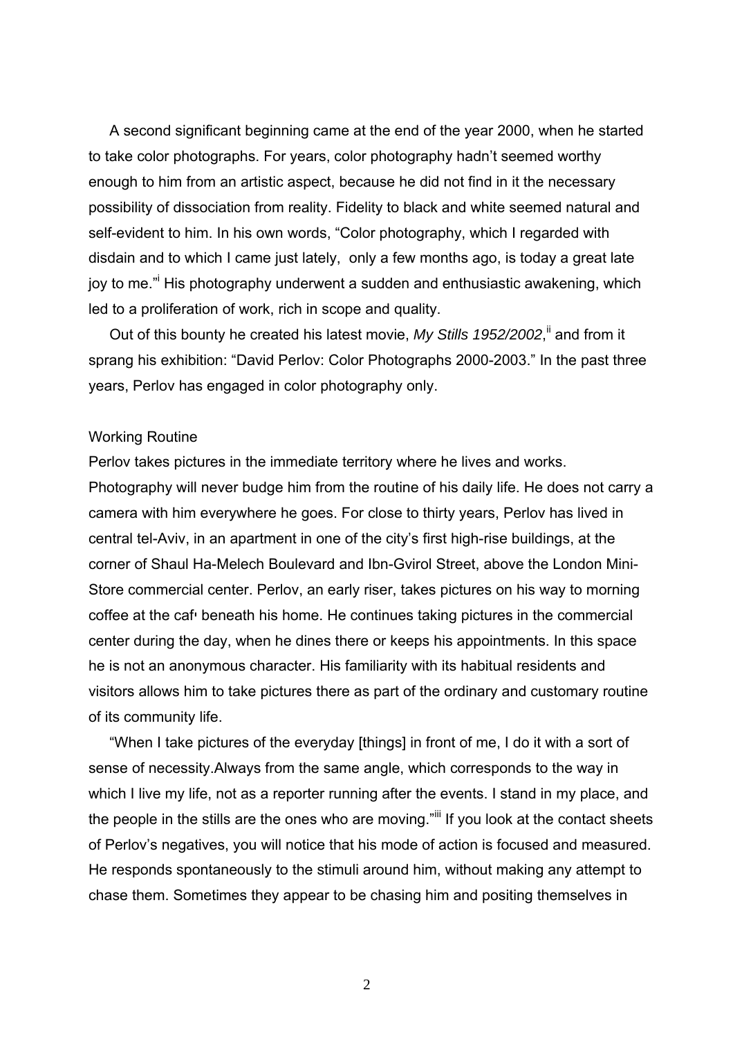A second significant beginning came at the end of the year 2000, when he started to take color photographs. For years, color photography hadn't seemed worthy enough to him from an artistic aspect, because he did not find in it the necessary possibility of dissociation from reality. Fidelity to black and white seemed natural and self-evident to him. In his own words, "Color photography, which I regarded with disdain and to which I came just lately, only a few months ago, is today a great late joy to me."[i] His photography underwent a sudden and enthusiastic awakening, which led to a proliferation of work, rich in scope and quality.

Out of this bounty he created his latest movie, *My Stills 1952/2002*,[ii] and from it sprang his exhibition: "David Perlov: Color Photographs 2000-2003." In the past three years, Perlov has engaged in color photography only.

Working Routine

Perlov takes pictures in the immediate territory where he lives and works. Photography will never budge him from the routine of his daily life. He does not carry a camera with him everywhere he goes. For close to thirty years, Perlov has lived in central tel-Aviv, in an apartment in one of the city's first high-rise buildings, at the corner of Shaul Ha-Melech Boulevard and Ibn-Gvirol Street, above the London Mini-Store commercial center. Perlov, an early riser, takes pictures on his way to morning coffee at the caf׳ beneath his home. He continues taking pictures in the commercial center during the day, when he dines there or keeps his appointments. In this space he is not an anonymous character. His familiarity with its habitual residents and visitors allows him to take pictures there as part of the ordinary and customary routine of its community life.

"When I take pictures of the everyday [things] in front of me, I do it with a sort of sense of necessity.Always from the same angle, which corresponds to the way in which I live my life, not as a reporter running after the events. I stand in my place, and the people in the stills are the ones who are moving."[iii] If you look at the contact sheets of Perlov's negatives, you will notice that his mode of action is focused and measured. He responds spontaneously to the stimuli around him, without making any attempt to chase them. Sometimes they appear to be chasing him and positing themselves in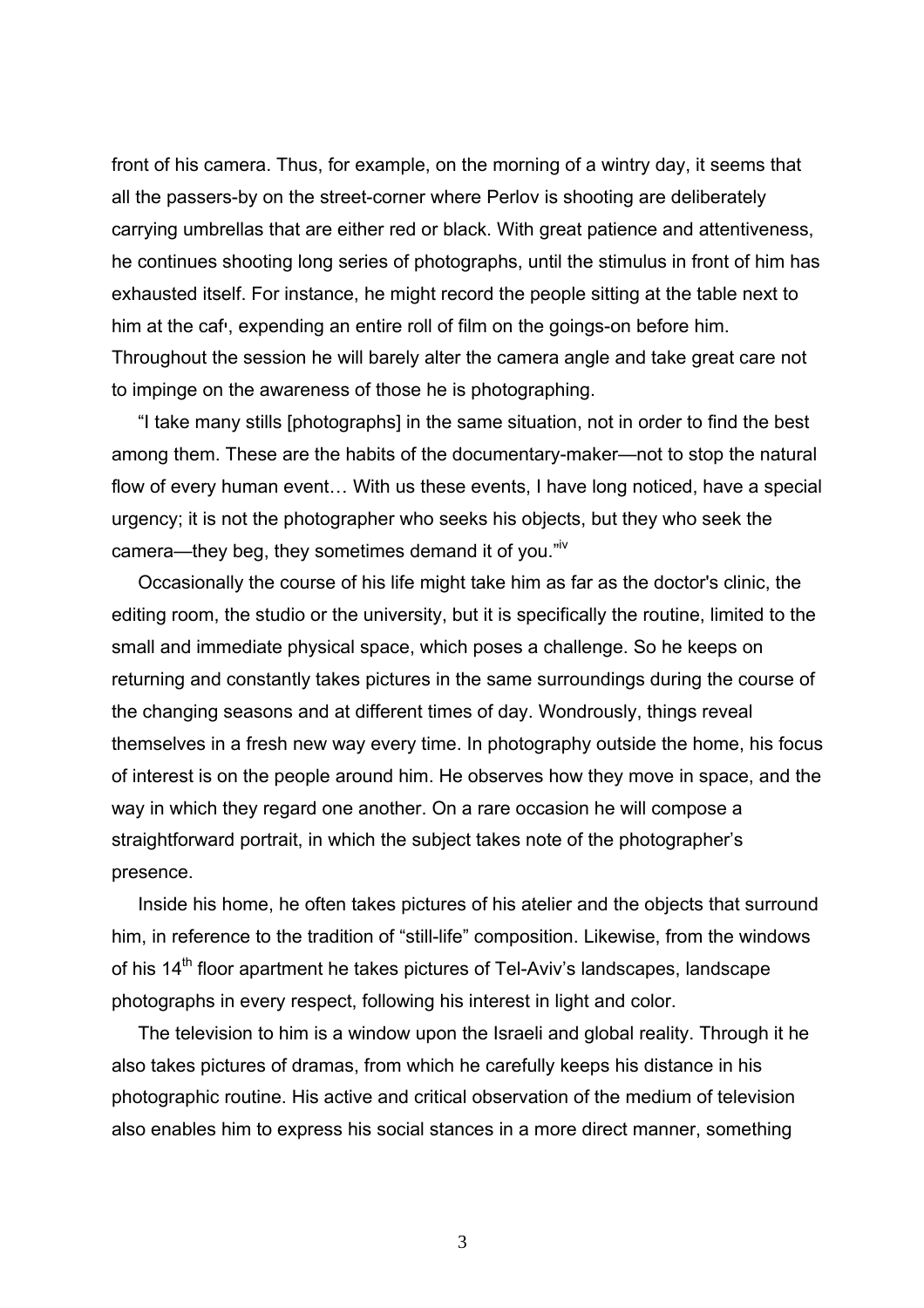front of his camera. Thus, for example, on the morning of a wintry day, it seems that all the passers-by on the street-corner where Perlov is shooting are deliberately carrying umbrellas that are either red or black. With great patience and attentiveness, he continues shooting long series of photographs, until the stimulus in front of him has exhausted itself. For instance, he might record the people sitting at the table next to him at the caf׳, expending an entire roll of film on the goings-on before him. Throughout the session he will barely alter the camera angle and take great care not to impinge on the awareness of those he is photographing.

"I take many stills [photographs] in the same situation, not in order to find the best among them. These are the habits of the documentary-maker—not to stop the natural flow of every human event… With us these events, I have long noticed, have a special urgency; it is not the photographer who seeks his objects, but they who seek the camera—they beg, they sometimes demand it of you."[iv]

Occasionally the course of his life might take him as far as the doctor's clinic, the editing room, the studio or the university, but it is specifically the routine, limited to the small and immediate physical space, which poses a challenge. So he keeps on returning and constantly takes pictures in the same surroundings during the course of the changing seasons and at different times of day. Wondrously, things reveal themselves in a fresh new way every time. In photography outside the home, his focus of interest is on the people around him. He observes how they move in space, and the way in which they regard one another. On a rare occasion he will compose a straightforward portrait, in which the subject takes note of the photographer's presence.

Inside his home, he often takes pictures of his atelier and the objects that surround him, in reference to the tradition of "still-life" composition. Likewise, from the windows of his 14th floor apartment he takes pictures of Tel-Aviv's landscapes, landscape photographs in every respect, following his interest in light and color.

The television to him is a window upon the Israeli and global reality. Through it he also takes pictures of dramas, from which he carefully keeps his distance in his photographic routine. His active and critical observation of the medium of television also enables him to express his social stances in a more direct manner, something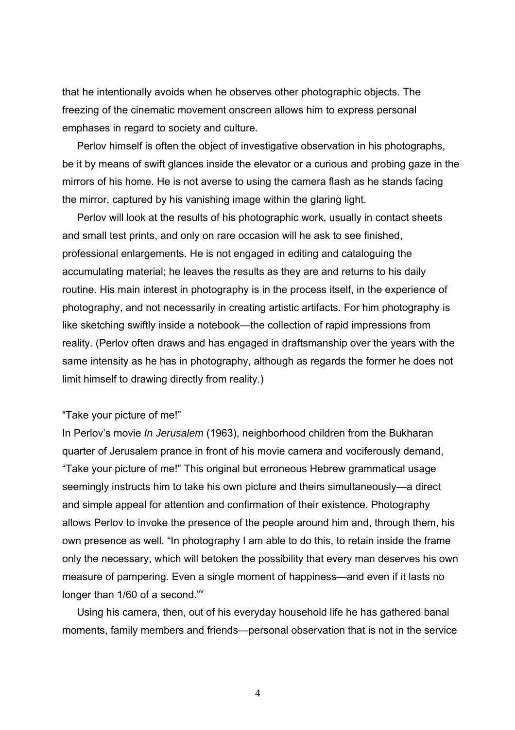that he intentionally avoids when he observes other photographic objects. The freezing of the cinematic movement onscreen allows him to express personal emphases in regard to society and culture.

Perlov himself is often the object of investigative observation in his photographs, be it by means of swift glances inside the elevator or a curious and probing gaze in the mirrors of his home. He is not averse to using the camera flash as he stands facing the mirror, captured by his vanishing image within the glaring light.

Perlov will look at the results of his photographic work, usually in contact sheets and small test prints, and only on rare occasion will he ask to see finished, professional enlargements. He is not engaged in editing and cataloguing the accumulating material; he leaves the results as they are and returns to his daily routine. His main interest in photography is in the process itself, in the experience of photography, and not necessarily in creating artistic artifacts. For him photography is like sketching swiftly inside a notebook—the collection of rapid impressions from reality. (Perlov often draws and has engaged in draftsmanship over the years with the same intensity as he has in photography, although as regards the former he does not limit himself to drawing directly from reality.)

### "Take your picture of me!"

In Perlov's movie *In Jerusalem* (1963), neighborhood children from the Bukharan quarter of Jerusalem prance in front of his movie camera and vociferously demand, "Take your picture of me!" This original but erroneous Hebrew grammatical usage seemingly instructs him to take his own picture and theirs simultaneously—a direct and simple appeal for attention and confirmation of their existence. Photography allows Perlov to invoke the presence of the people around him and, through them, his own presence as well. "In photography I am able to do this, to retain inside the frame only the necessary, which will betoken the possibility that every man deserves his own measure of pampering. Even a single moment of happiness—and even if it lasts no longer than 1/60 of a second."[v]

Using his camera, then, out of his everyday household life he has gathered banal moments, family members and friends—personal observation that is not in the service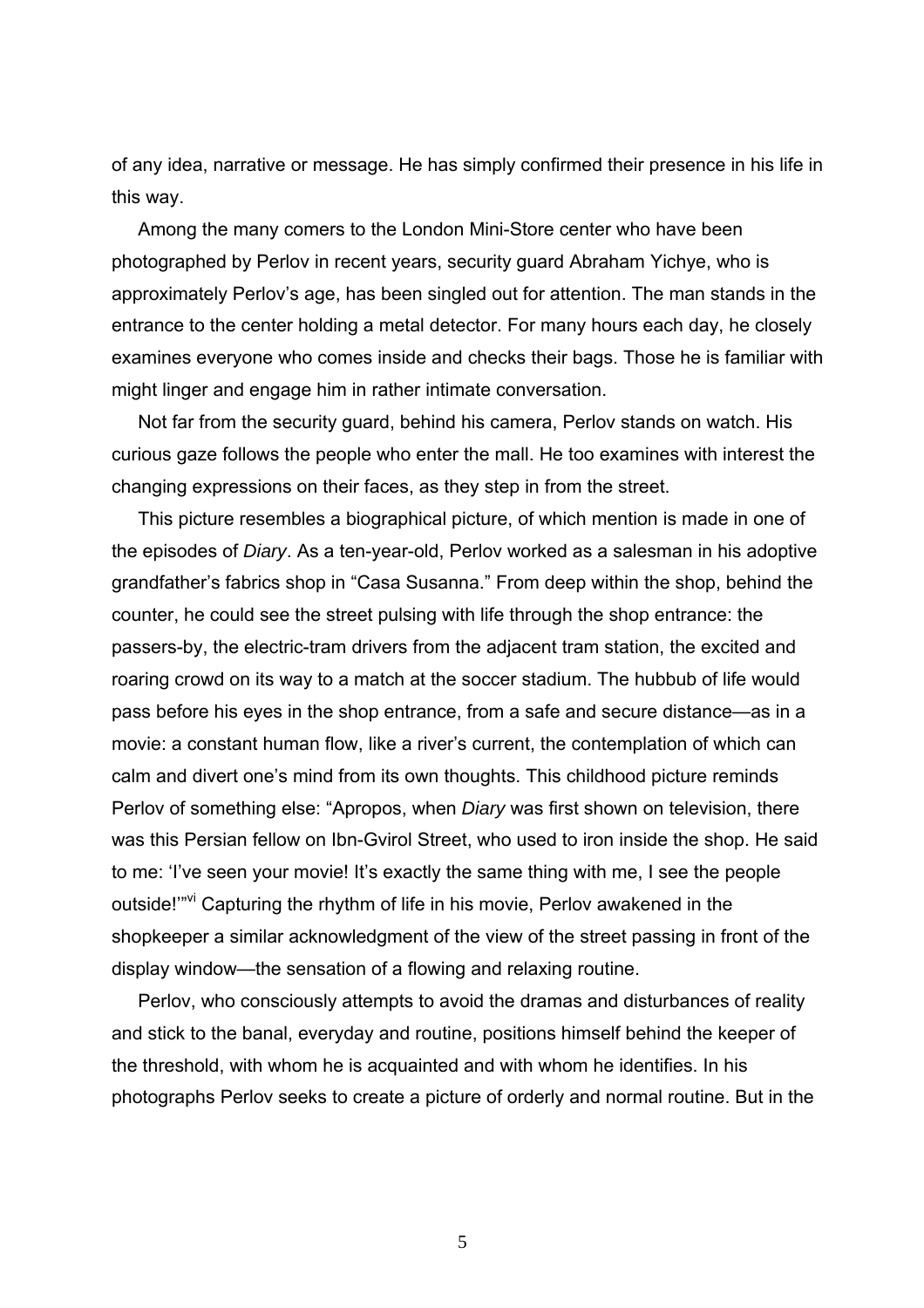of any idea, narrative or message. He has simply confirmed their presence in his life in this way.

Among the many comers to the London Mini-Store center who have been photographed by Perlov in recent years, security guard Abraham Yichye, who is approximately Perlov's age, has been singled out for attention. The man stands in the entrance to the center holding a metal detector. For many hours each day, he closely examines everyone who comes inside and checks their bags. Those he is familiar with might linger and engage him in rather intimate conversation.

Not far from the security guard, behind his camera, Perlov stands on watch. His curious gaze follows the people who enter the mall. He too examines with interest the changing expressions on their faces, as they step in from the street.

This picture resembles a biographical picture, of which mention is made in one of the episodes of *Diary*. As a ten-year-old, Perlov worked as a salesman in his adoptive grandfather's fabrics shop in "Casa Susanna." From deep within the shop, behind the counter, he could see the street pulsing with life through the shop entrance: the passers-by, the electric-tram drivers from the adjacent tram station, the excited and roaring crowd on its way to a match at the soccer stadium. The hubbub of life would pass before his eyes in the shop entrance, from a safe and secure distance—as in a movie: a constant human flow, like a river's current, the contemplation of which can calm and divert one's mind from its own thoughts. This childhood picture reminds Perlov of something else: "Apropos, when *Diary* was first shown on television, there was this Persian fellow on Ibn-Gvirol Street, who used to iron inside the shop. He said to me: 'I've seen your movie! It's exactly the same thing with me, I see the people outside!'"[vi] Capturing the rhythm of life in his movie, Perlov awakened in the shopkeeper a similar acknowledgment of the view of the street passing in front of the display window—the sensation of a flowing and relaxing routine.

Perlov, who consciously attempts to avoid the dramas and disturbances of reality and stick to the banal, everyday and routine, positions himself behind the keeper of the threshold, with whom he is acquainted and with whom he identifies. In his photographs Perlov seeks to create a picture of orderly and normal routine. But in the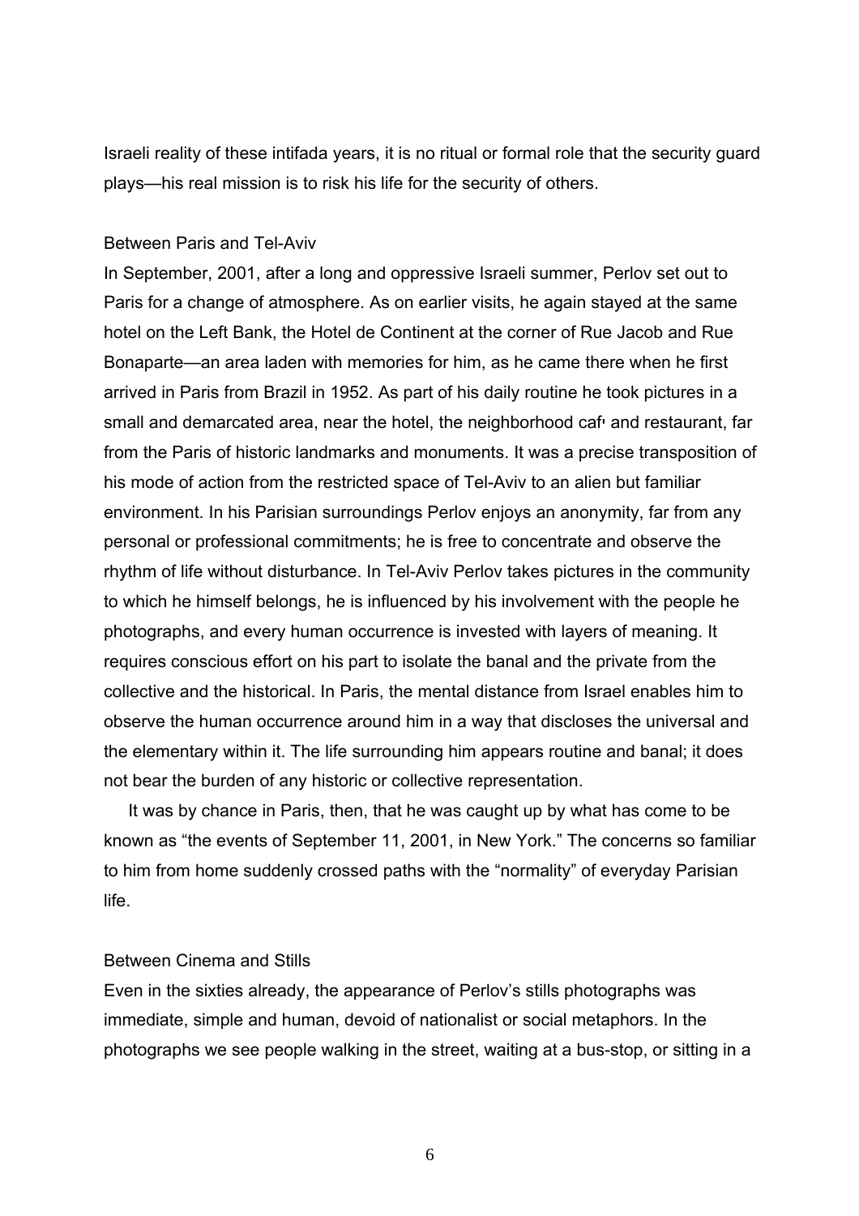Israeli reality of these intifada years, it is no ritual or formal role that the security guard plays—his real mission is to risk his life for the security of others.

## Between Paris and Tel-Aviv

In September, 2001, after a long and oppressive Israeli summer, Perlov set out to Paris for a change of atmosphere. As on earlier visits, he again stayed at the same hotel on the Left Bank, the Hotel de Continent at the corner of Rue Jacob and Rue Bonaparte—an area laden with memories for him, as he came there when he first arrived in Paris from Brazil in 1952. As part of his daily routine he took pictures in a small and demarcated area, near the hotel, the neighborhood café and restaurant, far from the Paris of historic landmarks and monuments. It was a precise transposition of his mode of action from the restricted space of Tel-Aviv to an alien but familiar environment. In his Parisian surroundings Perlov enjoys an anonymity, far from any personal or professional commitments; he is free to concentrate and observe the rhythm of life without disturbance. In Tel-Aviv Perlov takes pictures in the community to which he himself belongs, he is influenced by his involvement with the people he photographs, and every human occurrence is invested with layers of meaning. It requires conscious effort on his part to isolate the banal and the private from the collective and the historical. In Paris, the mental distance from Israel enables him to observe the human occurrence around him in a way that discloses the universal and the elementary within it. The life surrounding him appears routine and banal; it does not bear the burden of any historic or collective representation.

It was by chance in Paris, then, that he was caught up by what has come to be known as “the events of September 11, 2001, in New York.” The concerns so familiar to him from home suddenly crossed paths with the “normality” of everyday Parisian life.

## Between Cinema and Stills

Even in the sixties already, the appearance of Perlov’s stills photographs was immediate, simple and human, devoid of nationalist or social metaphors. In the photographs we see people walking in the street, waiting at a bus-stop, or sitting in a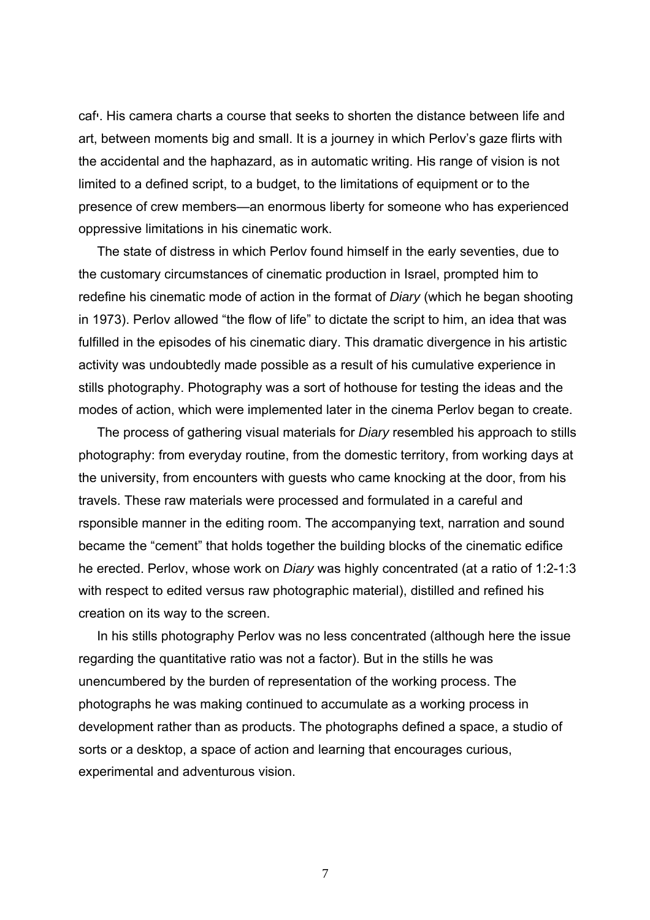caf׳. His camera charts a course that seeks to shorten the distance between life and art, between moments big and small. It is a journey in which Perlov's gaze flirts with the accidental and the haphazard, as in automatic writing. His range of vision is not limited to a defined script, to a budget, to the limitations of equipment or to the presence of crew members—an enormous liberty for someone who has experienced oppressive limitations in his cinematic work.

The state of distress in which Perlov found himself in the early seventies, due to the customary circumstances of cinematic production in Israel, prompted him to redefine his cinematic mode of action in the format of *Diary* (which he began shooting in 1973). Perlov allowed "the flow of life" to dictate the script to him, an idea that was fulfilled in the episodes of his cinematic diary. This dramatic divergence in his artistic activity was undoubtedly made possible as a result of his cumulative experience in stills photography. Photography was a sort of hothouse for testing the ideas and the modes of action, which were implemented later in the cinema Perlov began to create.

The process of gathering visual materials for *Diary* resembled his approach to stills photography: from everyday routine, from the domestic territory, from working days at the university, from encounters with guests who came knocking at the door, from his travels. These raw materials were processed and formulated in a careful and rsponsible manner in the editing room. The accompanying text, narration and sound became the "cement" that holds together the building blocks of the cinematic edifice he erected. Perlov, whose work on *Diary* was highly concentrated (at a ratio of 1:2-1:3 with respect to edited versus raw photographic material), distilled and refined his creation on its way to the screen.

In his stills photography Perlov was no less concentrated (although here the issue regarding the quantitative ratio was not a factor). But in the stills he was unencumbered by the burden of representation of the working process. The photographs he was making continued to accumulate as a working process in development rather than as products. The photographs defined a space, a studio of sorts or a desktop, a space of action and learning that encourages curious, experimental and adventurous vision.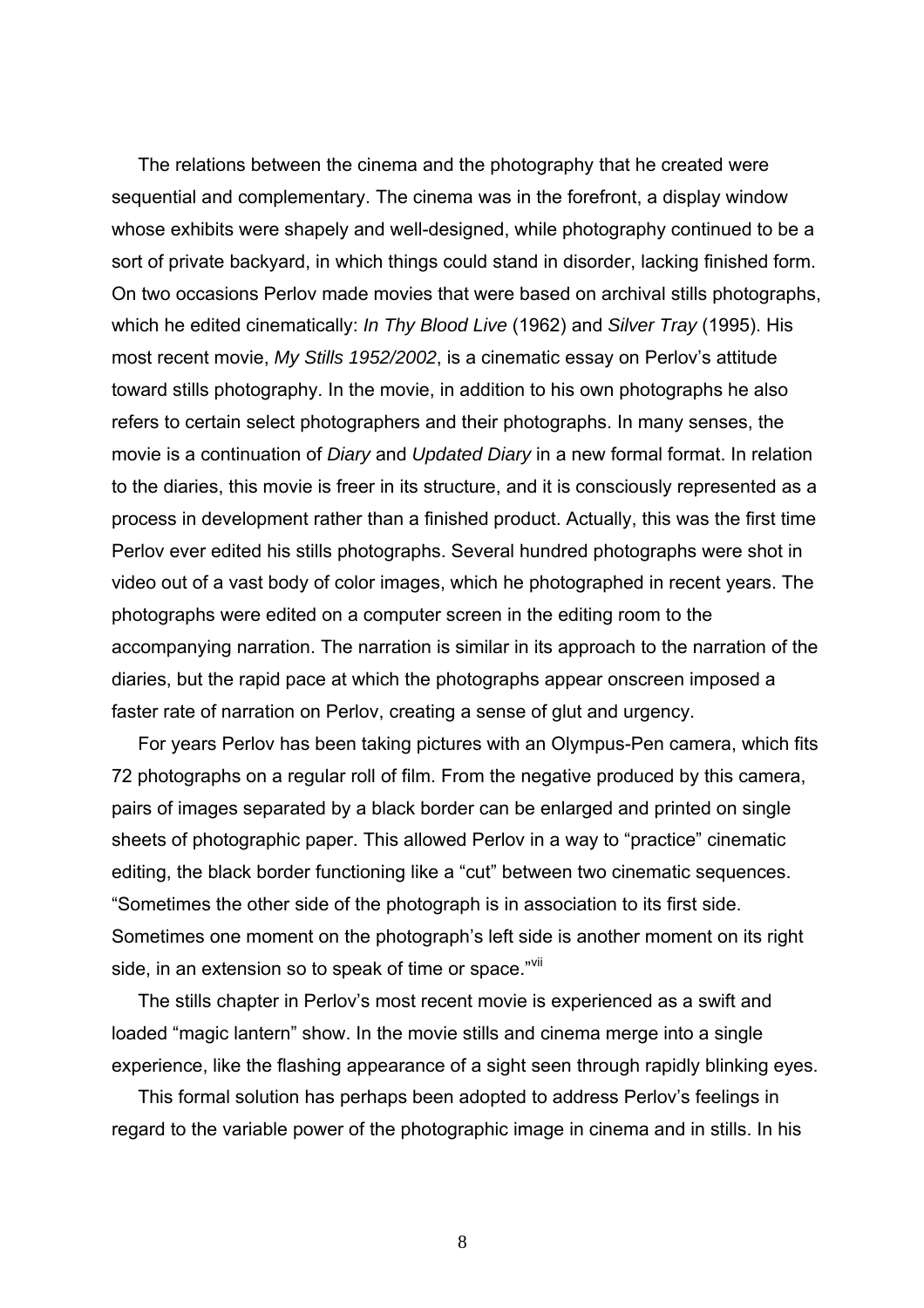The relations between the cinema and the photography that he created were sequential and complementary. The cinema was in the forefront, a display window whose exhibits were shapely and well-designed, while photography continued to be a sort of private backyard, in which things could stand in disorder, lacking finished form. On two occasions Perlov made movies that were based on archival stills photographs, which he edited cinematically: *In Thy Blood Live* (1962) and *Silver Tray* (1995). His most recent movie, *My Stills 1952/2002*, is a cinematic essay on Perlov's attitude toward stills photography. In the movie, in addition to his own photographs he also refers to certain select photographers and their photographs. In many senses, the movie is a continuation of *Diary* and *Updated Diary* in a new formal format. In relation to the diaries, this movie is freer in its structure, and it is consciously represented as a process in development rather than a finished product. Actually, this was the first time Perlov ever edited his stills photographs. Several hundred photographs were shot in video out of a vast body of color images, which he photographed in recent years. The photographs were edited on a computer screen in the editing room to the accompanying narration. The narration is similar in its approach to the narration of the diaries, but the rapid pace at which the photographs appear onscreen imposed a faster rate of narration on Perlov, creating a sense of glut and urgency.

For years Perlov has been taking pictures with an Olympus-Pen camera, which fits 72 photographs on a regular roll of film. From the negative produced by this camera, pairs of images separated by a black border can be enlarged and printed on single sheets of photographic paper. This allowed Perlov in a way to "practice" cinematic editing, the black border functioning like a "cut" between two cinematic sequences. "Sometimes the other side of the photograph is in association to its first side. Sometimes one moment on the photograph's left side is another moment on its right side, in an extension so to speak of time or space."[vii]

The stills chapter in Perlov's most recent movie is experienced as a swift and loaded "magic lantern" show. In the movie stills and cinema merge into a single experience, like the flashing appearance of a sight seen through rapidly blinking eyes.

This formal solution has perhaps been adopted to address Perlov's feelings in regard to the variable power of the photographic image in cinema and in stills. In his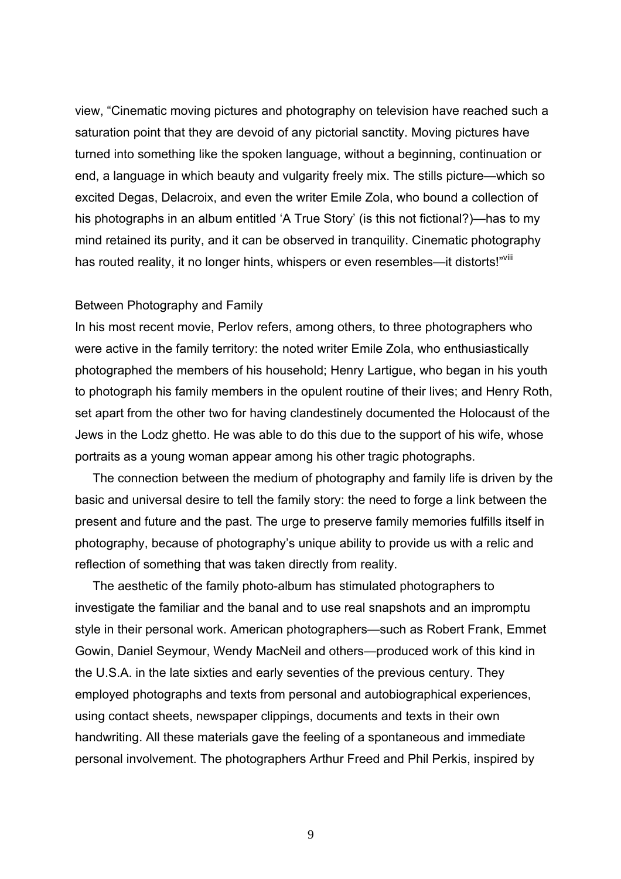view, "Cinematic moving pictures and photography on television have reached such a saturation point that they are devoid of any pictorial sanctity. Moving pictures have turned into something like the spoken language, without a beginning, continuation or end, a language in which beauty and vulgarity freely mix. The stills picture—which so excited Degas, Delacroix, and even the writer Emile Zola, who bound a collection of his photographs in an album entitled 'A True Story' (is this not fictional?)—has to my mind retained its purity, and it can be observed in tranquility. Cinematic photography has routed reality, it no longer hints, whispers or even resembles—it distorts!"[viii]

## Between Photography and Family

In his most recent movie, Perlov refers, among others, to three photographers who were active in the family territory: the noted writer Emile Zola, who enthusiastically photographed the members of his household; Henry Lartigue, who began in his youth to photograph his family members in the opulent routine of their lives; and Henry Roth, set apart from the other two for having clandestinely documented the Holocaust of the Jews in the Lodz ghetto. He was able to do this due to the support of his wife, whose portraits as a young woman appear among his other tragic photographs.

The connection between the medium of photography and family life is driven by the basic and universal desire to tell the family story: the need to forge a link between the present and future and the past. The urge to preserve family memories fulfills itself in photography, because of photography's unique ability to provide us with a relic and reflection of something that was taken directly from reality.

The aesthetic of the family photo-album has stimulated photographers to investigate the familiar and the banal and to use real snapshots and an impromptu style in their personal work. American photographers—such as Robert Frank, Emmet Gowin, Daniel Seymour, Wendy MacNeil and others—produced work of this kind in the U.S.A. in the late sixties and early seventies of the previous century. They employed photographs and texts from personal and autobiographical experiences, using contact sheets, newspaper clippings, documents and texts in their own handwriting. All these materials gave the feeling of a spontaneous and immediate personal involvement. The photographers Arthur Freed and Phil Perkis, inspired by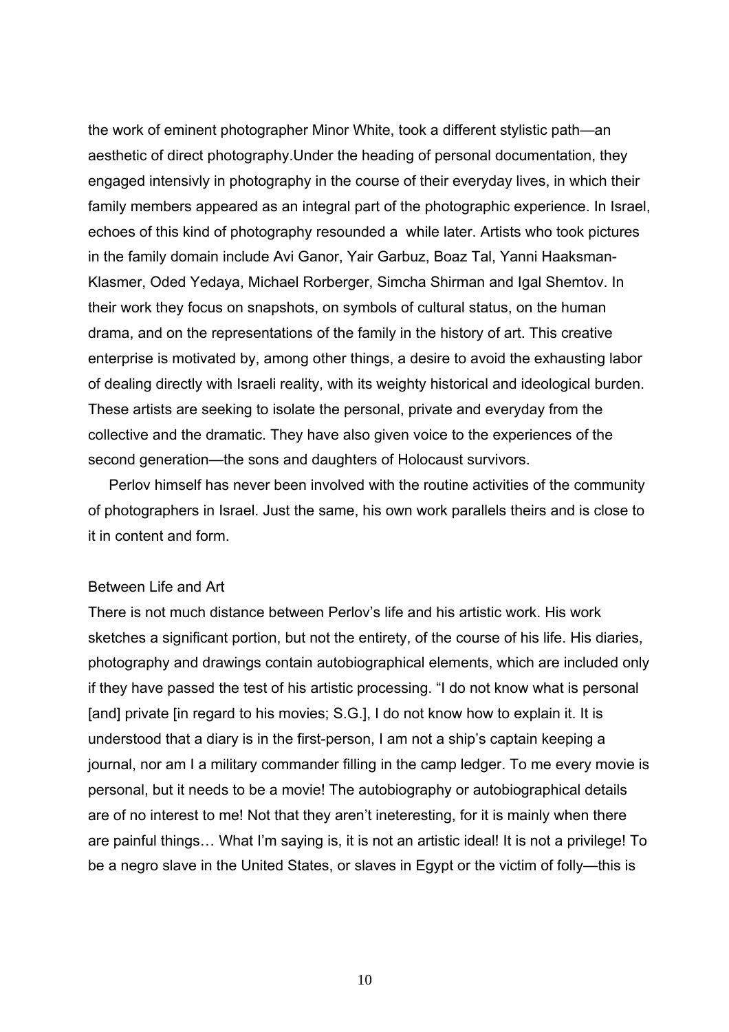the work of eminent photographer Minor White, took a different stylistic path—an aesthetic of direct photography.Under the heading of personal documentation, they engaged intensivly in photography in the course of their everyday lives, in which their family members appeared as an integral part of the photographic experience. In Israel, echoes of this kind of photography resounded a  while later. Artists who took pictures in the family domain include Avi Ganor, Yair Garbuz, Boaz Tal, Yanni Haaksman-Klasmer, Oded Yedaya, Michael Rorberger, Simcha Shirman and Igal Shemtov. In their work they focus on snapshots, on symbols of cultural status, on the human drama, and on the representations of the family in the history of art. This creative enterprise is motivated by, among other things, a desire to avoid the exhausting labor of dealing directly with Israeli reality, with its weighty historical and ideological burden. These artists are seeking to isolate the personal, private and everyday from the collective and the dramatic. They have also given voice to the experiences of the second generation—the sons and daughters of Holocaust survivors.

Perlov himself has never been involved with the routine activities of the community of photographers in Israel. Just the same, his own work parallels theirs and is close to it in content and form.

## Between Life and Art

There is not much distance between Perlov's life and his artistic work. His work sketches a significant portion, but not the entirety, of the course of his life. His diaries, photography and drawings contain autobiographical elements, which are included only if they have passed the test of his artistic processing. "I do not know what is personal [and] private [in regard to his movies; S.G.], I do not know how to explain it. It is understood that a diary is in the first-person, I am not a ship's captain keeping a journal, nor am I a military commander filling in the camp ledger. To me every movie is personal, but it needs to be a movie! The autobiography or autobiographical details are of no interest to me! Not that they aren't ineteresting, for it is mainly when there are painful things… What I'm saying is, it is not an artistic ideal! It is not a privilege! To be a negro slave in the United States, or slaves in Egypt or the victim of folly—this is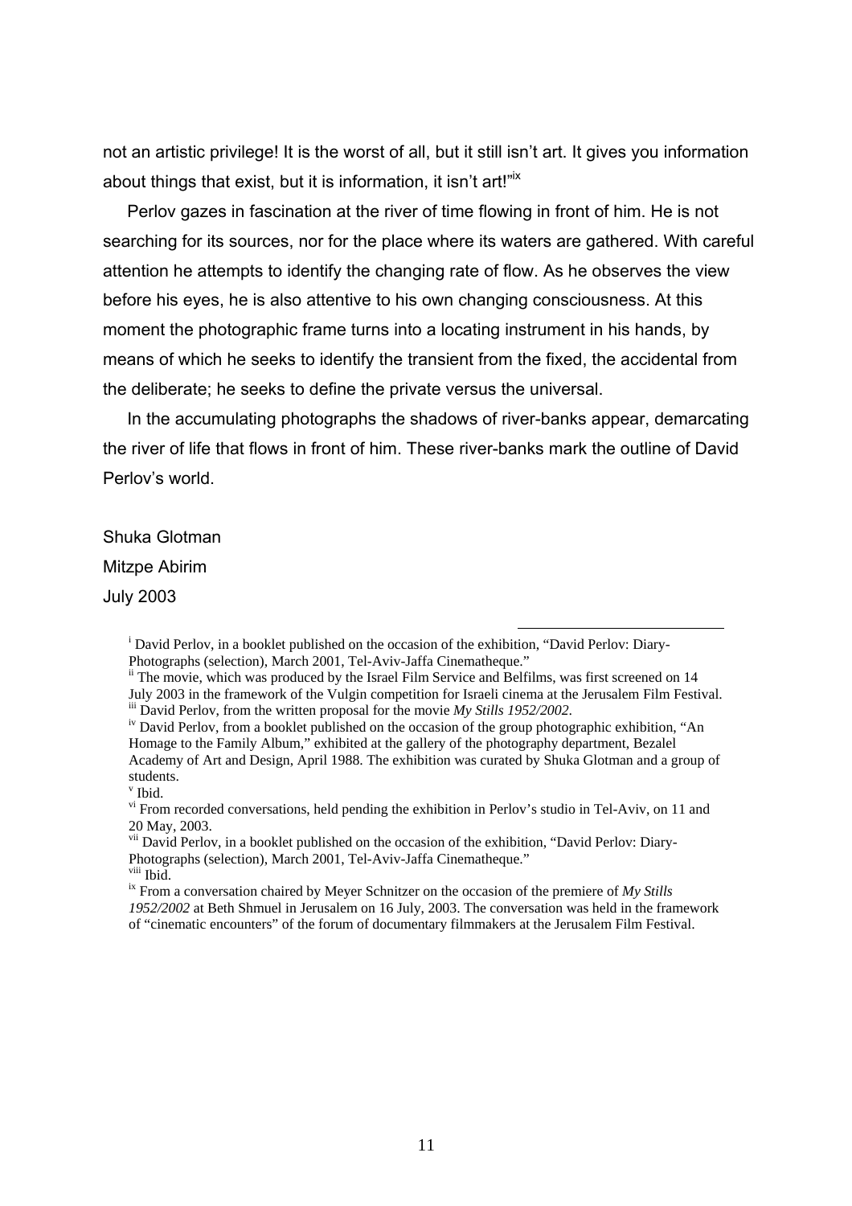not an artistic privilege! It is the worst of all, but it still isn't art. It gives you information about things that exist, but it is information, it isn't art!"[ix]

Perlov gazes in fascination at the river of time flowing in front of him. He is not searching for its sources, nor for the place where its waters are gathered. With careful attention he attempts to identify the changing rate of flow. As he observes the view before his eyes, he is also attentive to his own changing consciousness. At this moment the photographic frame turns into a locating instrument in his hands, by means of which he seeks to identify the transient from the fixed, the accidental from the deliberate; he seeks to define the private versus the universal.

In the accumulating photographs the shadows of river-banks appear, demarcating the river of life that flows in front of him. These river-banks mark the outline of David Perlov's world.

Shuka Glotman

Mitzpe Abirim

July 2003

---

[i] David Perlov, in a booklet published on the occasion of the exhibition, "David Perlov: Diary-Photographs (selection), March 2001, Tel-Aviv-Jaffa Cinematheque."

[ii] The movie, which was produced by the Israel Film Service and Belfilms, was first screened on 14 July 2003 in the framework of the Vulgin competition for Israeli cinema at the Jerusalem Film Festival.

[iii] David Perlov, from the written proposal for the movie *My Stills 1952/2002*.

[iv] David Perlov, from a booklet published on the occasion of the group photographic exhibition, "An Homage to the Family Album," exhibited at the gallery of the photography department, Bezalel Academy of Art and Design, April 1988. The exhibition was curated by Shuka Glotman and a group of students.

[v] Ibid.

[vi] From recorded conversations, held pending the exhibition in Perlov's studio in Tel-Aviv, on 11 and 20 May, 2003.

[vii] David Perlov, in a booklet published on the occasion of the exhibition, "David Perlov: Diary-Photographs (selection), March 2001, Tel-Aviv-Jaffa Cinematheque."

[viii] Ibid.

[ix] From a conversation chaired by Meyer Schnitzer on the occasion of the premiere of *My Stills 1952/2002* at Beth Shmuel in Jerusalem on 16 July, 2003. The conversation was held in the framework of "cinematic encounters" of the forum of documentary filmmakers at the Jerusalem Film Festival.